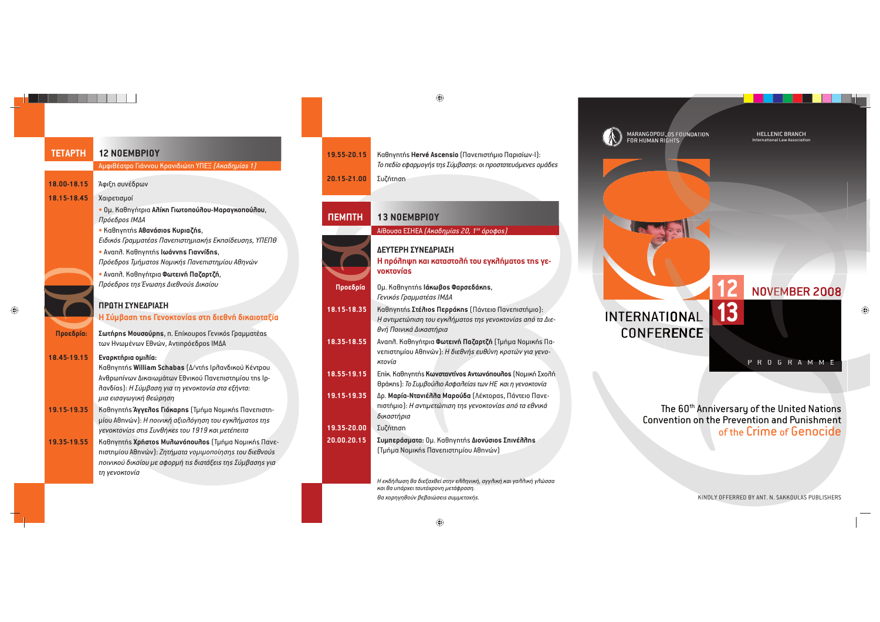## ΤΕΤΑΡΤΗ 12 ΝΟΕΜΒΡΙΟΥ

Αμφιθέατρο Γιάννου Κρανιδιώτη ΥΠΕΞ *(Ακαδημίας 1)*

**18.00-18.15** Άφιξη συνέδρων

**18.15-18.45** Χαιρετισμοί

- Ομ. Καθηγήτρια **Αλίκη Γιωτοπούλου-Μαραγκοπούλου**, *Πρόεδρος ΙΜΔΑ*
- Καθηγητής **Αθανάσιος Κυριαζής**, *Ειδικός Γραμματέας Πανεπιστημιακής Εκπαίδευσης, ΥΠΕΠΘ*
- Αναπλ. Καθηγητής **Ιωάννης Γιαννίδης**, *Πρόεδρος Τμήματος Νομικής Πανεπιστημίου Αθηνών*
- Αναπλ. Καθηγήτρια **Φωτεινή Παζαρτζή**, *Πρόεδρος της Ένωσης Διεθνούς Δικαίου*

### ΠΡΩΤΗ ΣΥΝΕΔΡΙΑΣΗ
### Η Σύμβαση της Γενοκτονίας στη διεθνή δικαιοταξία

**Προεδρία:** **Σωτήρης Μουσούρης**, π. Επίκουρος Γενικός Γραμματέας των Ηνωμένων Εθνών, Αντιπρόεδρος ΙΜΔΑ

**18.45-19.15** **Εναρκτήρια ομιλία:** Καθηγητής **William Schabas** (Δ/ντής Ιρλανδικού Κέντρου Ανθρωπίνων Δικαιωμάτων Εθνικού Πανεπιστημίου της Ιρλανδίας): *Η Σύμβαση για τη γενοκτονία στα εξήντα: μια εισαγωγική θεώρηση*

**19.15-19.35** Καθηγητής **Άγγελος Γιόκαρης** (Τμήμα Νομικής Πανεπιστημίου Αθηνών): *Η ποινική αξιολόγηση του εγκλήματος της γενοκτονίας στις Συνθήκες του 1919 και μετέπειτα*

**19.35-19.55** Καθηγητής **Χρήστος Μυλωνόπουλος** (Τμήμα Νομικής Πανεπιστημίου Αθηνών): *Ζητήματα νομιμοποίησης του διεθνούς ποινικού δικαίου με αφορμή τις διατάξεις της Σύμβασης για τη γενοκτονία*

**19.55-20.15** Καθηγητής **Hervé Ascensio** (Πανεπιστήμιο Παρισίων-Ι): *Το πεδίο εφαρμογής της Σύμβασης: οι προστατευόμενες ομάδες*

**20.15-21.00** Συζήτηση

## ΠΕΜΠΤΗ 13 ΝΟΕΜΒΡΙΟΥ

Αίθουσα ΕΣΗΕΑ *(Ακαδημίας 20, 1ος όροφος)*

### ΔΕΥΤΕΡΗ ΣΥΝΕΔΡΙΑΣΗ
### Η πρόληψη και καταστολή του εγκλήματος της γενοκτονίας

**Προεδρία** Ομ. Καθηγητής **Ιάκωβος Φαρσεδάκης**, *Γενικός Γραμματέας ΙΜΔΑ*

**18.15-18.35** Καθηγητής **Στέλιος Περράκης** (Πάντειο Πανεπιστήμιο): *Η αντιμετώπιση του εγκλήματος της γενοκτονίας από τα Διεθνή Ποινικά Δικαστήρια*

**18.35-18.55** Αναπλ. Καθηγήτρια **Φωτεινή Παζαρτζή** (Τμήμα Νομικής Πανεπιστημίου Αθηνών): *Η διεθνής ευθύνη κρατών για γενοκτονία*

**18.55-19.15** Επίκ. Καθηγητής **Κωνσταντίνος Αντωνόπουλος** (Νομική Σχολή Θράκης): *Το Συμβούλιο Ασφαλείας των ΗΕ και η γενοκτονία*

**19.15-19.35** Δρ. **Μαρία-Ντανιέλλα Μαρούδα** (Λέκτορας, Πάντειο Πανεπιστήμιο): *Η αντιμετώπιση της γενοκτονίας από τα εθνικά δικαστήρια*

**19.35-20.00** Συζήτηση

**20.00.20.15** **Συμπεράσματα:** Ομ. Καθηγητής **Διονύσιος Σπινέλλης** (Τμήμα Νομικής Πανεπιστημίου Αθηνών)

*Η εκδήλωση θα διεξαχθεί στην ελληνική, αγγλική και γαλλική γλώσσα και θα υπάρχει ταυτόχρονη μετάφραση.*

*Θα χορηγηθούν βεβαιώσεις συμμετοχής.*

---

MARANGOPOULOS FOUNDATION FOR HUMAN RIGHTS

HELLENIC BRANCH
International Law Association

# INTERNATIONAL CONFERENCE

## 12 13 NOVEMBER 2008

PROGRAMME

The 60th Anniversary of the United Nations Convention on the Prevention and Punishment of the Crime of Genocide

KINDLY OFFERED BY ANT. N. SAKKOULAS PUBLISHERS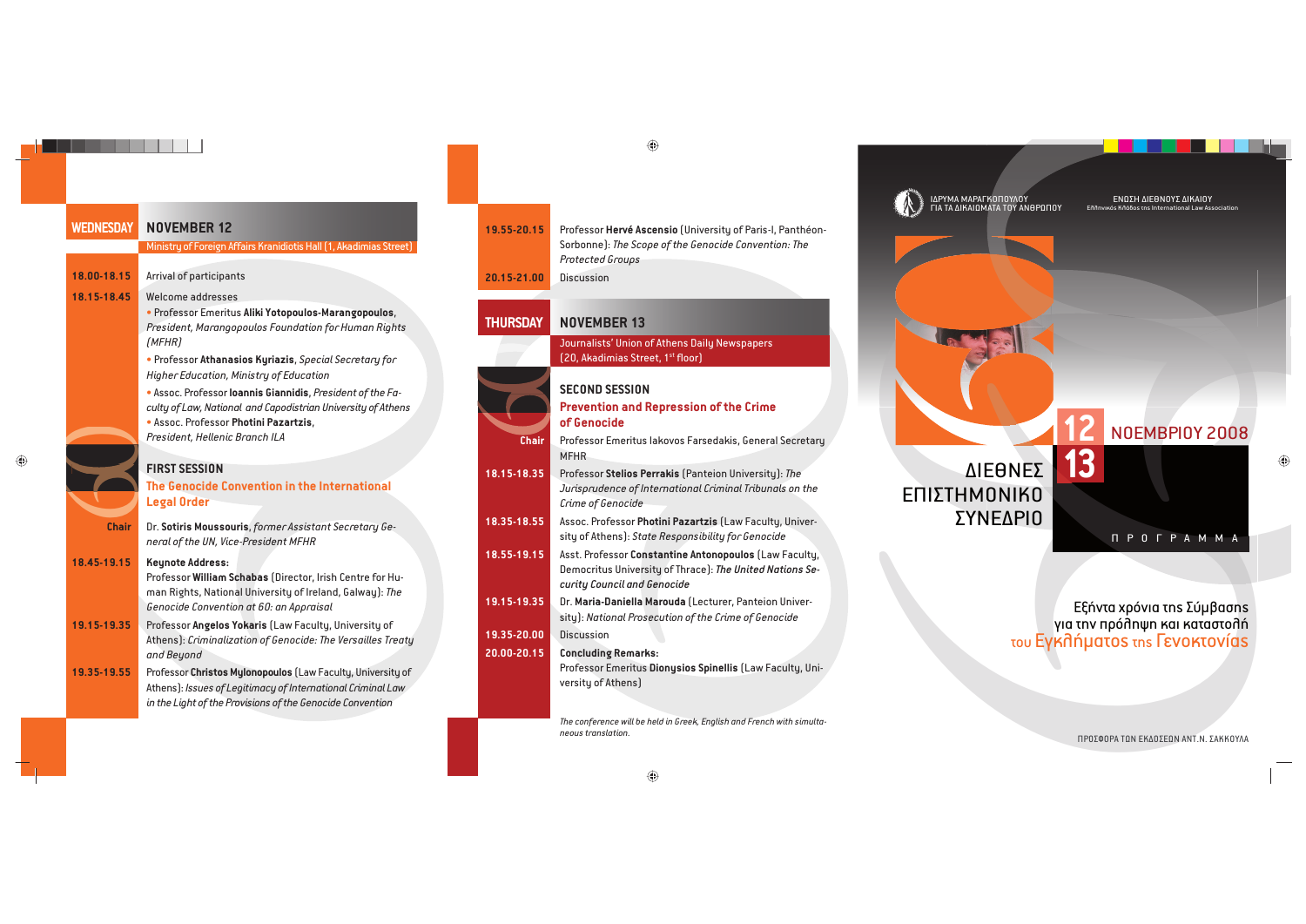## WEDNESDAY NOVEMBER 12

Ministry of Foreign Affairs Kranidiotis Hall (1, Akadimias Street)

**18.00-18.15** Arrival of participants

**18.15-18.45** Welcome addresses

- Professor Emeritus **Aliki Yotopoulos-Marangopoulos**, *President, Marangopoulos Foundation for Human Rights (MFHR)*
- Professor **Athanasios Kyriazis**, *Special Secretary for Higher Education, Ministry of Education*
- Assoc. Professor **Ioannis Giannidis**, *President of the Faculty of Law, National and Capodistrian University of Athens*
- Assoc. Professor **Photini Pazartzis**, *President, Hellenic Branch ILA*

### FIRST SESSION

### The Genocide Convention in the International Legal Order

**Chair** Dr. **Sotiris Moussouris**, *former Assistant Secretary General of the UN, Vice-President MFHR*

**18.45-19.15** **Keynote Address:** Professor **William Schabas** (Director, Irish Centre for Human Rights, National University of Ireland, Galway): *The Genocide Convention at 60: an Appraisal*

**19.15-19.35** Professor **Angelos Yokaris** (Law Faculty, University of Athens): *Criminalization of Genocide: The Versailles Treaty and Beyond*

**19.35-19.55** Professor **Christos Mylonopoulos** (Law Faculty, University of Athens): *Issues of Legitimacy of International Criminal Law in the Light of the Provisions of the Genocide Convention*

**19.55-20.15** Professor **Hervé Ascensio** (University of Paris-I, Panthéon-Sorbonne): *The Scope of the Genocide Convention: The Protected Groups*

**20.15-21.00** Discussion

## THURSDAY NOVEMBER 13

Journalists' Union of Athens Daily Newspapers (20, Akadimias Street, 1st floor)

### SECOND SESSION

### Prevention and Repression of the Crime of Genocide

**Chair** Professor Emeritus Iakovos Farsedakis, General Secretary MFHR

**18.15-18.35** Professor **Stelios Perrakis** (Panteion University): *The Jurisprudence of International Criminal Tribunals on the Crime of Genocide*

**18.35-18.55** Assoc. Professor **Photini Pazartzis** (Law Faculty, University of Athens): *State Responsibility for Genocide*

**18.55-19.15** Asst. Professor **Constantine Antonopoulos** (Law Faculty, Democritus University of Thrace): *The United Nations Security Council and Genocide*

**19.15-19.35** Dr. **Maria-Daniella Marouda** (Lecturer, Panteion University): *National Prosecution of the Crime of Genocide*

**19.35-20.00** Discussion

**20.00-20.15** **Concluding Remarks:** Professor Emeritus **Dionysios Spinellis** (Law Faculty, University of Athens)

*The conference will be held in Greek, English and French with simultaneous translation.*

---

ΙΔΡΥΜΑ ΜΑΡΑΓΚΟΠΟΥΛΟΥ ΓΙΑ ΤΑ ΔΙΚΑΙΩΜΑΤΑ ΤΟΥ ΑΝΘΡΩΠΟΥ

ΕΝΩΣΗ ΔΙΕΘΝΟΥΣ ΔΙΚΑΙΟΥ
Ελληνικός Κλάδος της International Law Association

# ΔΙΕΘΝΕΣ ΕΠΙΣΤΗΜΟΝΙΚΟ ΣΥΝΕΔΡΙΟ

12 13 ΝΟΕΜΒΡΙΟΥ 2008

Π Ρ Ο Γ Ρ Α Μ Μ Α

Εξήντα χρόνια της Σύμβασης για την πρόληψη και καταστολή του Εγκλήματος της Γενοκτονίας

ΠΡΟΣΦΟΡΑ ΤΩΝ ΕΚΔΟΣΕΩΝ ΑΝΤ.Ν. ΣΑΚΚΟΥΛΑ